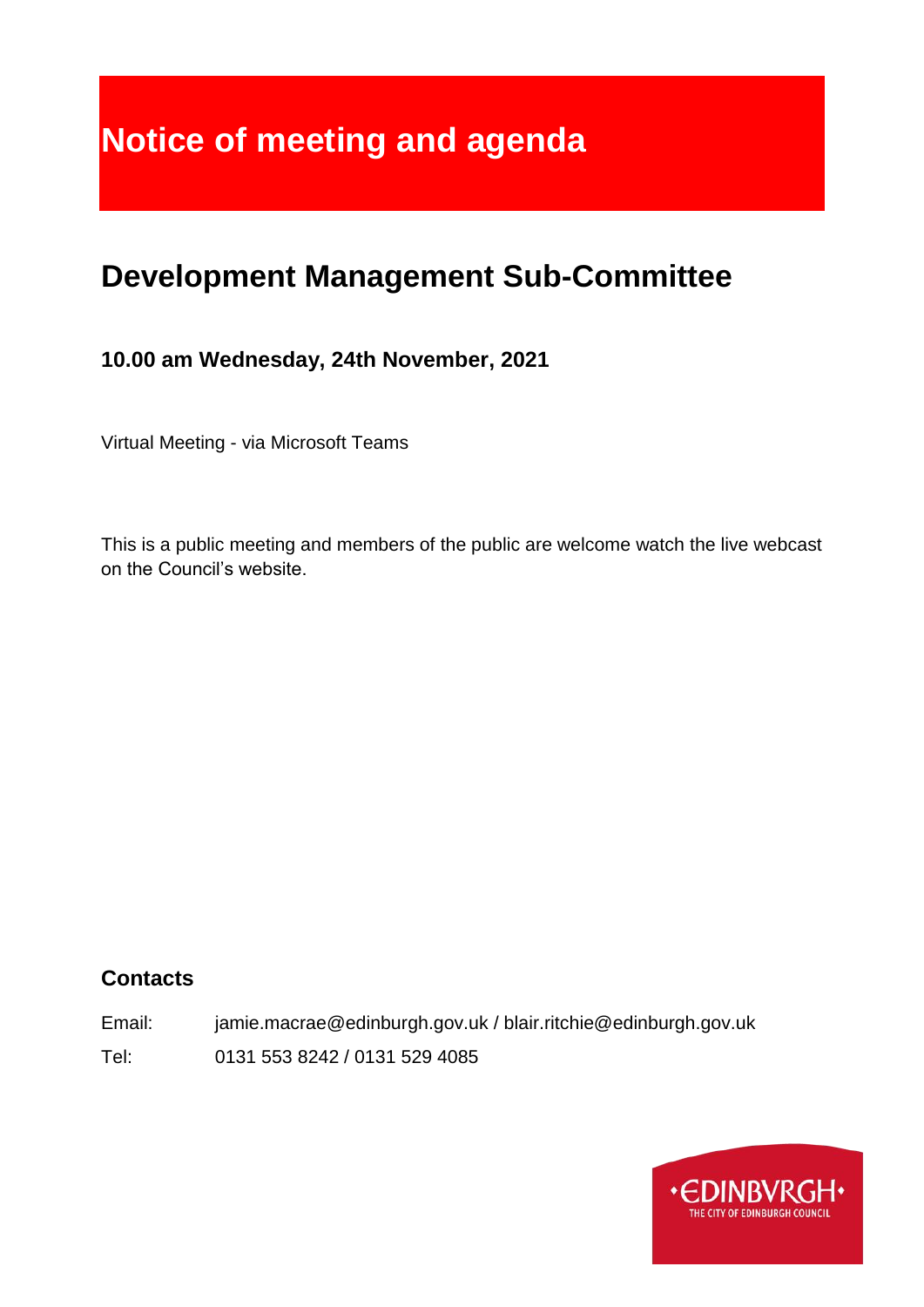# Notice of meeting and agenda

## Development Management Sub-Committee

### 10.00 am Wednesday, 24th November, 2021

Virtual Meeting - via Microsoft Teams

This is a public meeting and members of the public are welcome watch the live webcast on the Council's website.

### Contacts

Email: jamie.macrae@edinburgh.gov.uk / blair.ritchie@edinburgh.gov.uk

Tel: 0131 553 8242 / 0131 529 4085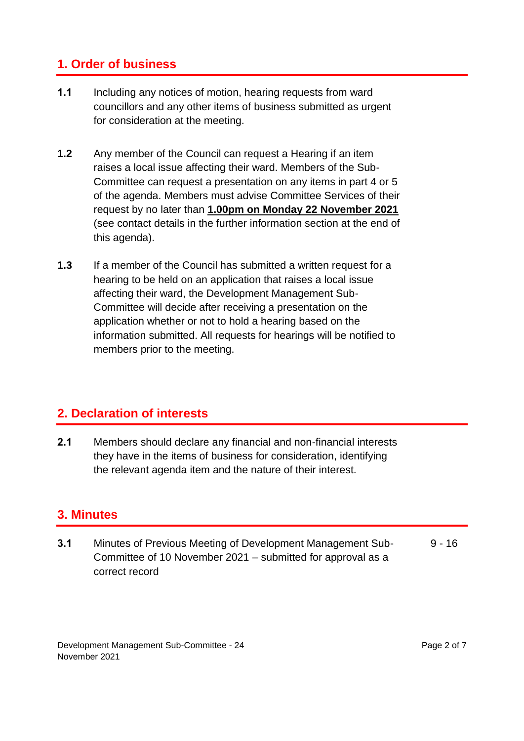## 1. Order of business

**1.1** Including any notices of motion, hearing requests from ward councillors and any other items of business submitted as urgent for consideration at the meeting.

**1.2** Any member of the Council can request a Hearing if an item raises a local issue affecting their ward. Members of the Sub-Committee can request a presentation on any items in part 4 or 5 of the agenda. Members must advise Committee Services of their request by no later than **1.00pm on Monday 22 November 2021** (see contact details in the further information section at the end of this agenda).

**1.3** If a member of the Council has submitted a written request for a hearing to be held on an application that raises a local issue affecting their ward, the Development Management Sub-Committee will decide after receiving a presentation on the application whether or not to hold a hearing based on the information submitted. All requests for hearings will be notified to members prior to the meeting.

## 2. Declaration of interests

**2.1** Members should declare any financial and non-financial interests they have in the items of business for consideration, identifying the relevant agenda item and the nature of their interest.

## 3. Minutes

**3.1** Minutes of Previous Meeting of Development Management Sub-Committee of 10 November 2021 – submitted for approval as a correct record — 9 - 16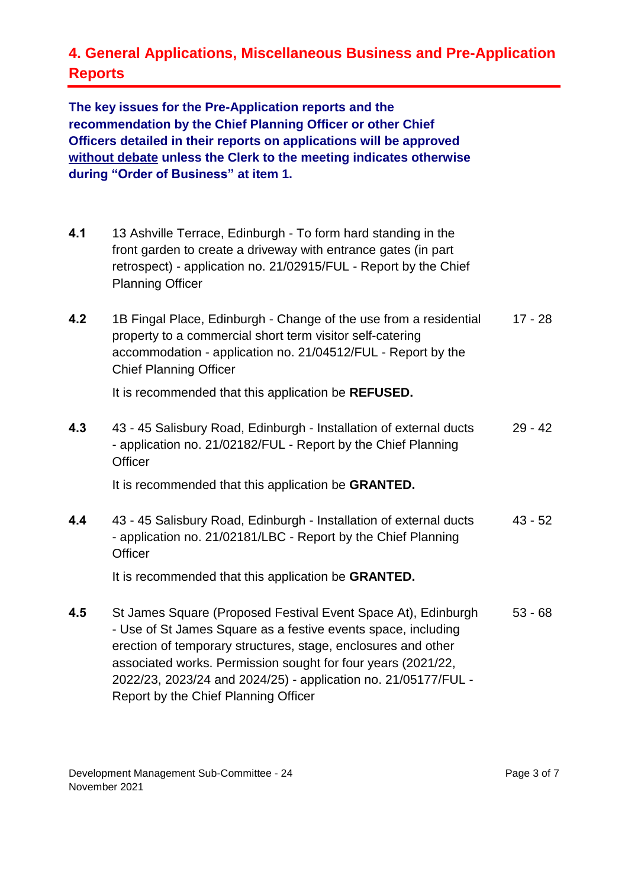## 4. General Applications, Miscellaneous Business and Pre-Application Reports

**The key issues for the Pre-Application reports and the recommendation by the Chief Planning Officer or other Chief Officers detailed in their reports on applications will be approved without debate unless the Clerk to the meeting indicates otherwise during "Order of Business" at item 1.**

| | | |
|---|---|---|
| **4.1** | 13 Ashville Terrace, Edinburgh - To form hard standing in the front garden to create a driveway with entrance gates (in part retrospect) - application no. 21/02915/FUL - Report by the Chief Planning Officer | |
| **4.2** | 1B Fingal Place, Edinburgh - Change of the use from a residential property to a commercial short term visitor self-catering accommodation - application no. 21/04512/FUL - Report by the Chief Planning Officer<br><br>It is recommended that this application be **REFUSED.** | 17 - 28 |
| **4.3** | 43 - 45 Salisbury Road, Edinburgh - Installation of external ducts - application no. 21/02182/FUL - Report by the Chief Planning Officer<br><br>It is recommended that this application be **GRANTED.** | 29 - 42 |
| **4.4** | 43 - 45 Salisbury Road, Edinburgh - Installation of external ducts - application no. 21/02181/LBC - Report by the Chief Planning Officer<br><br>It is recommended that this application be **GRANTED.** | 43 - 52 |
| **4.5** | St James Square (Proposed Festival Event Space At), Edinburgh - Use of St James Square as a festive events space, including erection of temporary structures, stage, enclosures and other associated works. Permission sought for four years (2021/22, 2022/23, 2023/24 and 2024/25) - application no. 21/05177/FUL - Report by the Chief Planning Officer | 53 - 68 |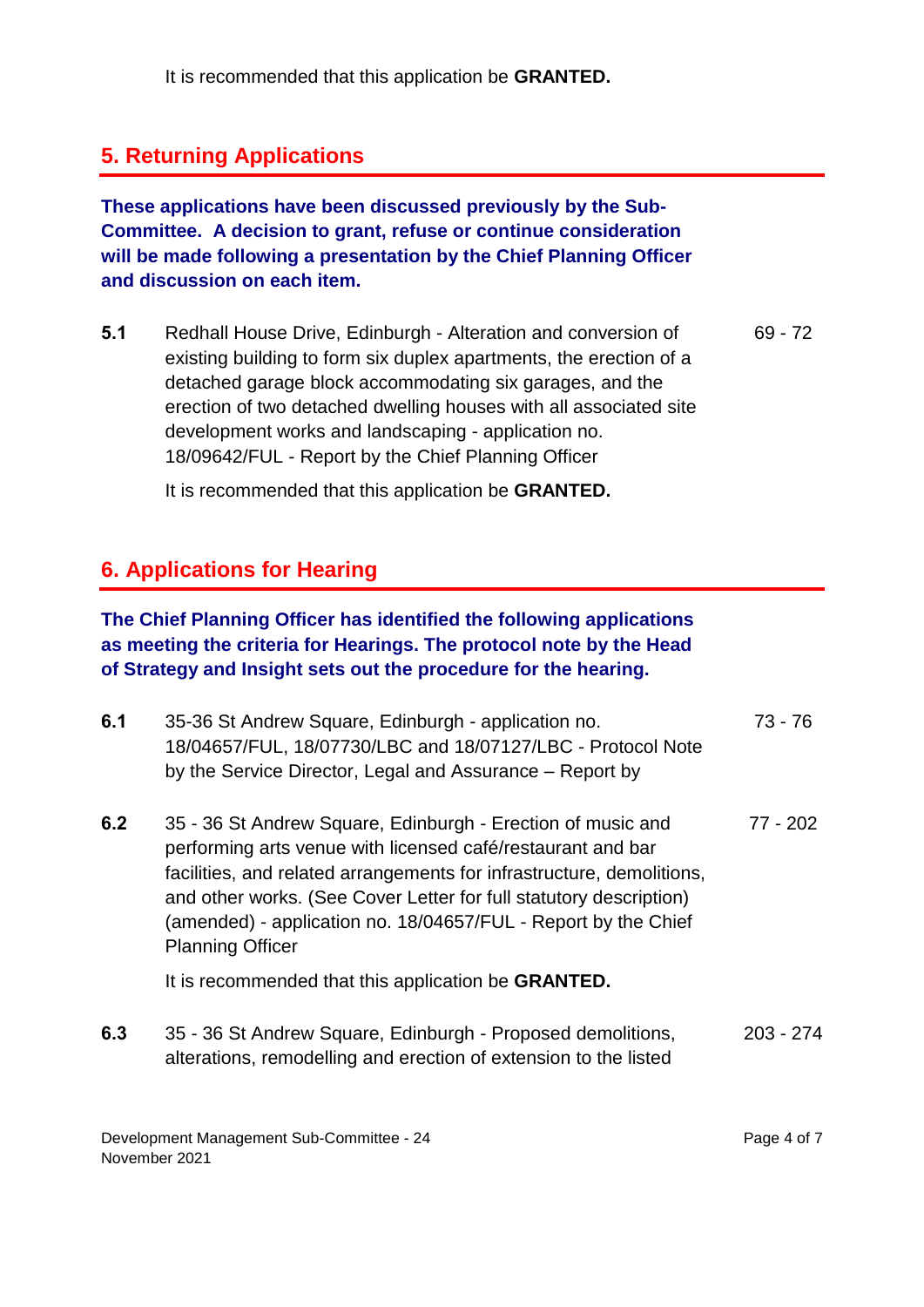It is recommended that this application be **GRANTED.**

## 5. Returning Applications

**These applications have been discussed previously by the Sub-Committee. A decision to grant, refuse or continue consideration will be made following a presentation by the Chief Planning Officer and discussion on each item.**

**5.1** Redhall House Drive, Edinburgh - Alteration and conversion of existing building to form six duplex apartments, the erection of a detached garage block accommodating six garages, and the erection of two detached dwelling houses with all associated site development works and landscaping - application no. 18/09642/FUL - Report by the Chief Planning Officer — 69 - 72

It is recommended that this application be **GRANTED.**

## 6. Applications for Hearing

**The Chief Planning Officer has identified the following applications as meeting the criteria for Hearings. The protocol note by the Head of Strategy and Insight sets out the procedure for the hearing.**

**6.1** 35-36 St Andrew Square, Edinburgh - application no. 18/04657/FUL, 18/07730/LBC and 18/07127/LBC - Protocol Note by the Service Director, Legal and Assurance – Report by — 73 - 76

**6.2** 35 - 36 St Andrew Square, Edinburgh - Erection of music and performing arts venue with licensed café/restaurant and bar facilities, and related arrangements for infrastructure, demolitions, and other works. (See Cover Letter for full statutory description) (amended) - application no. 18/04657/FUL - Report by the Chief Planning Officer — 77 - 202

It is recommended that this application be **GRANTED.**

**6.3** 35 - 36 St Andrew Square, Edinburgh - Proposed demolitions, alterations, remodelling and erection of extension to the listed — 203 - 274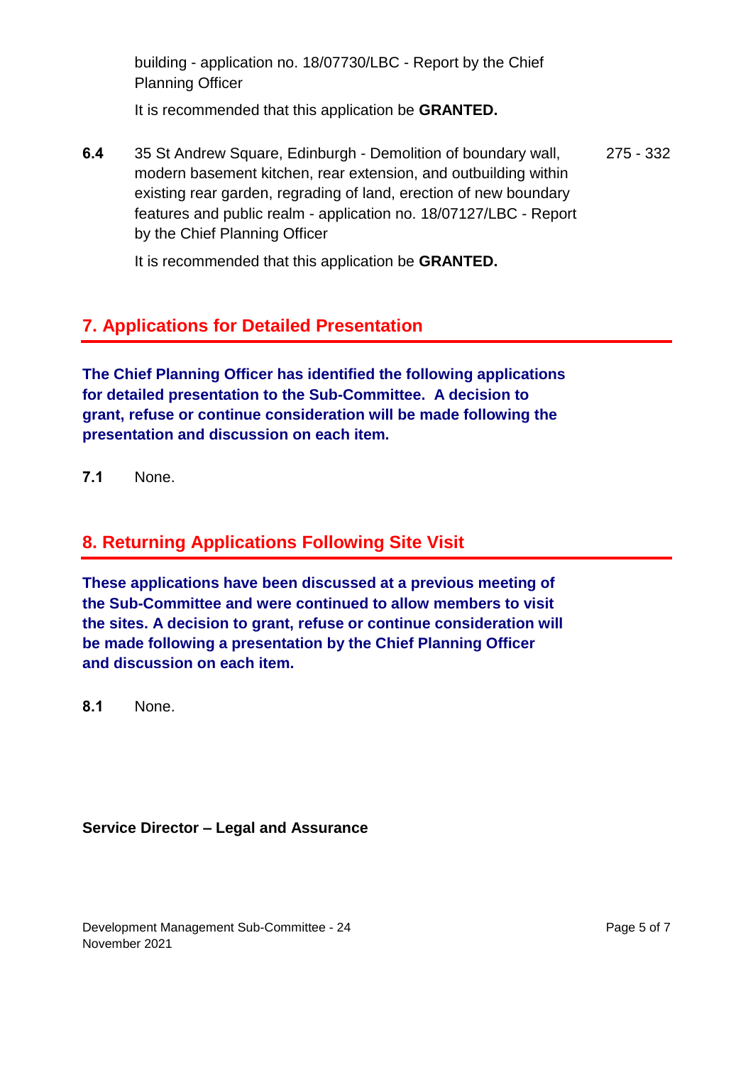building - application no. 18/07730/LBC - Report by the Chief Planning Officer

It is recommended that this application be **GRANTED.**

**6.4** 35 St Andrew Square, Edinburgh - Demolition of boundary wall, modern basement kitchen, rear extension, and outbuilding within existing rear garden, regrading of land, erection of new boundary features and public realm - application no. 18/07127/LBC - Report by the Chief Planning Officer — 275 - 332

It is recommended that this application be **GRANTED.**

## 7. Applications for Detailed Presentation

**The Chief Planning Officer has identified the following applications for detailed presentation to the Sub-Committee. A decision to grant, refuse or continue consideration will be made following the presentation and discussion on each item.**

**7.1** None.

## 8. Returning Applications Following Site Visit

**These applications have been discussed at a previous meeting of the Sub-Committee and were continued to allow members to visit the sites. A decision to grant, refuse or continue consideration will be made following a presentation by the Chief Planning Officer and discussion on each item.**

**8.1** None.

**Service Director – Legal and Assurance**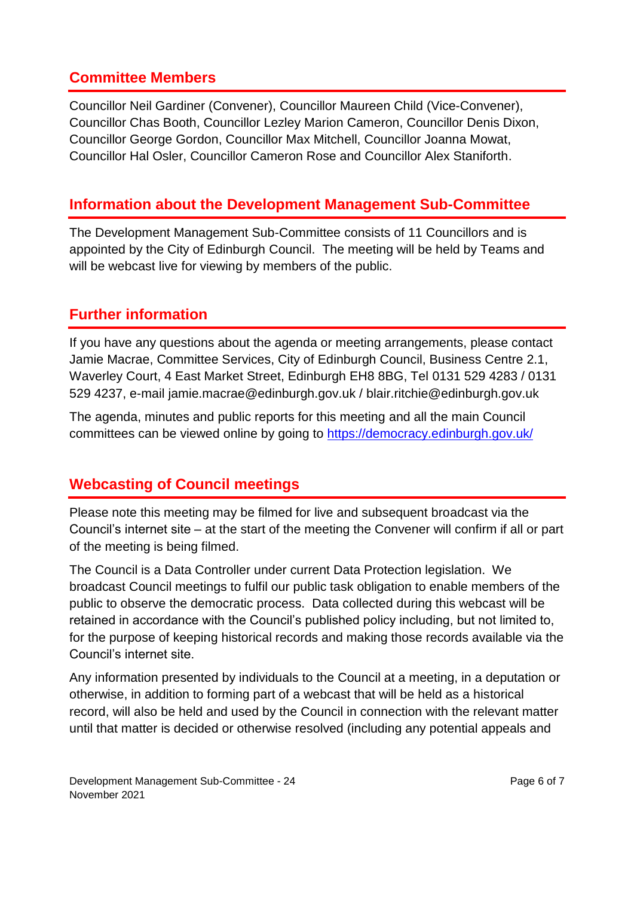## Committee Members

Councillor Neil Gardiner (Convener), Councillor Maureen Child (Vice-Convener), Councillor Chas Booth, Councillor Lezley Marion Cameron, Councillor Denis Dixon, Councillor George Gordon, Councillor Max Mitchell, Councillor Joanna Mowat, Councillor Hal Osler, Councillor Cameron Rose and Councillor Alex Staniforth.

## Information about the Development Management Sub-Committee

The Development Management Sub-Committee consists of 11 Councillors and is appointed by the City of Edinburgh Council. The meeting will be held by Teams and will be webcast live for viewing by members of the public.

## Further information

If you have any questions about the agenda or meeting arrangements, please contact Jamie Macrae, Committee Services, City of Edinburgh Council, Business Centre 2.1, Waverley Court, 4 East Market Street, Edinburgh EH8 8BG, Tel 0131 529 4283 / 0131 529 4237, e-mail jamie.macrae@edinburgh.gov.uk / blair.ritchie@edinburgh.gov.uk

The agenda, minutes and public reports for this meeting and all the main Council committees can be viewed online by going to [https://democracy.edinburgh.gov.uk/](https://democracy.edinburgh.gov.uk/)

## Webcasting of Council meetings

Please note this meeting may be filmed for live and subsequent broadcast via the Council's internet site – at the start of the meeting the Convener will confirm if all or part of the meeting is being filmed.

The Council is a Data Controller under current Data Protection legislation. We broadcast Council meetings to fulfil our public task obligation to enable members of the public to observe the democratic process. Data collected during this webcast will be retained in accordance with the Council's published policy including, but not limited to, for the purpose of keeping historical records and making those records available via the Council's internet site.

Any information presented by individuals to the Council at a meeting, in a deputation or otherwise, in addition to forming part of a webcast that will be held as a historical record, will also be held and used by the Council in connection with the relevant matter until that matter is decided or otherwise resolved (including any potential appeals and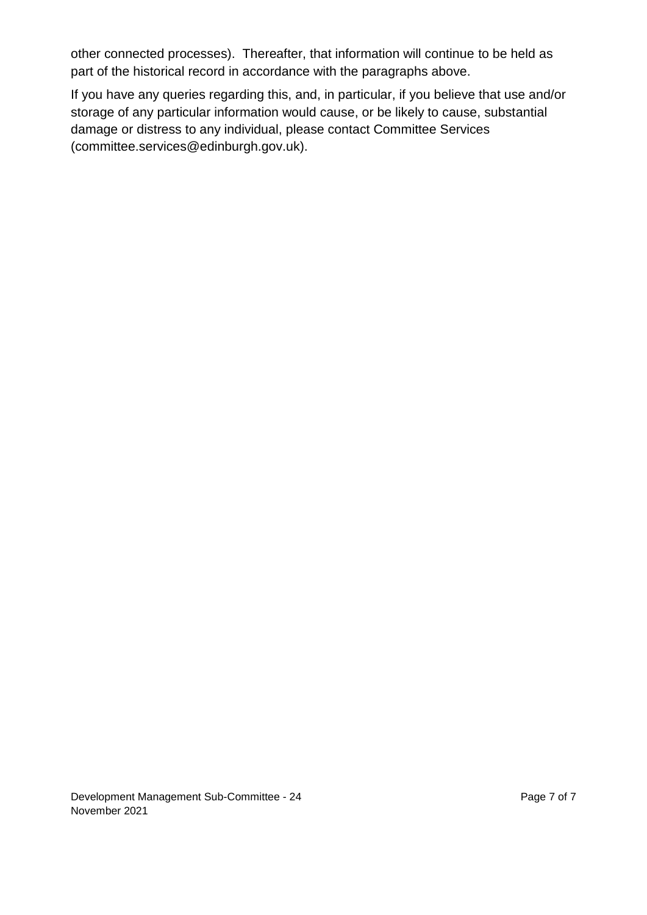other connected processes). Thereafter, that information will continue to be held as part of the historical record in accordance with the paragraphs above.

If you have any queries regarding this, and, in particular, if you believe that use and/or storage of any particular information would cause, or be likely to cause, substantial damage or distress to any individual, please contact Committee Services (committee.services@edinburgh.gov.uk).